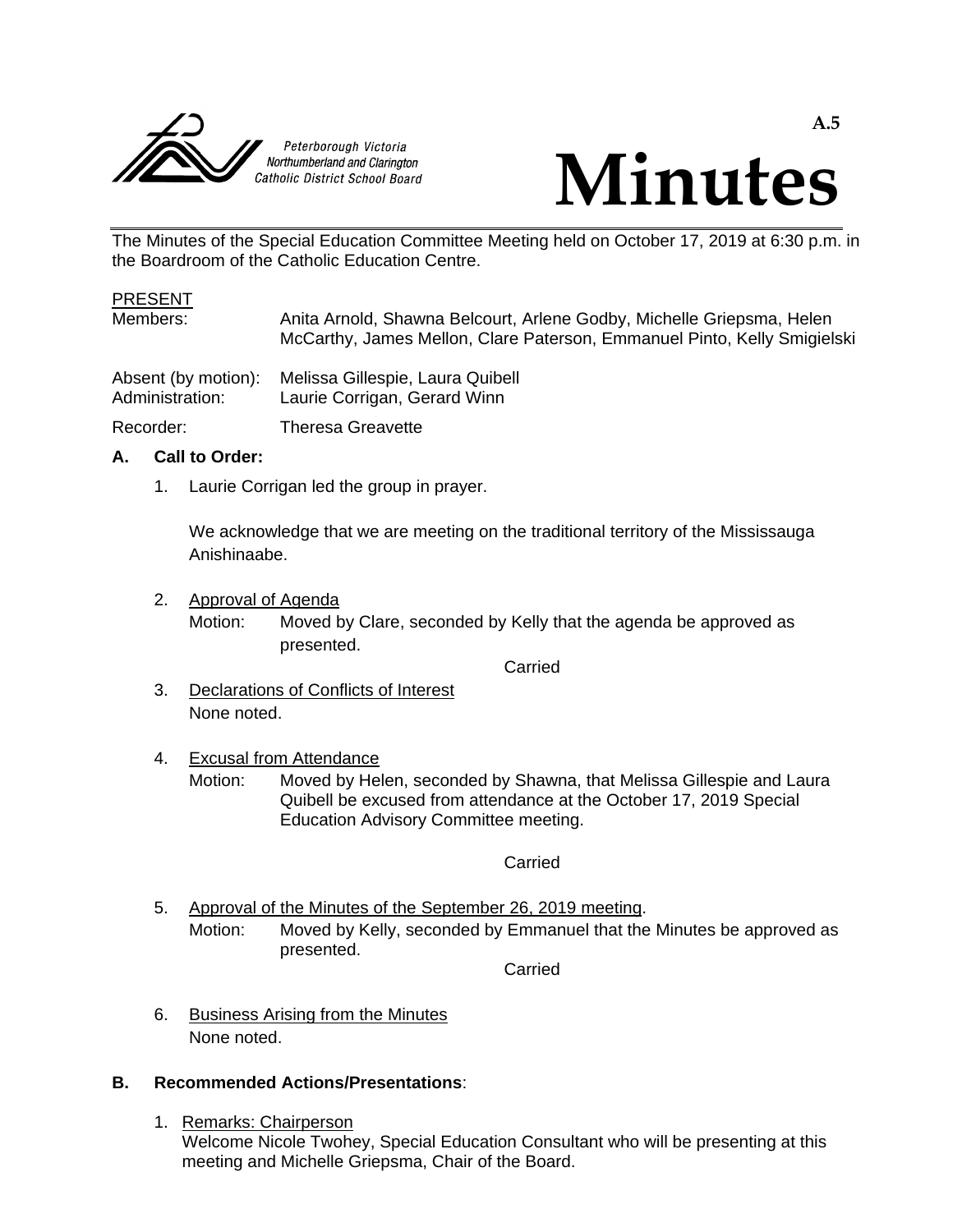Peterborough Victoria Northumberland and Clarington Catholic District School Board

A.5

# Minutes

The Minutes of the Special Education Committee Meeting held on October 17, 2019 at 6:30 p.m. in the Boardroom of the Catholic Education Centre.

PRESENT

Members: Anita Arnold, Shawna Belcourt, Arlene Godby, Michelle Griepsma, Helen McCarthy, James Mellon, Clare Paterson, Emmanuel Pinto, Kelly Smigielski

Absent (by motion): Melissa Gillespie, Laura Quibell

Administration: Laurie Corrigan, Gerard Winn

Recorder: Theresa Greavette

## A. Call to Order:

1. Laurie Corrigan led the group in prayer.

   We acknowledge that we are meeting on the traditional territory of the Mississauga Anishinaabe.

2. Approval of Agenda

   Motion: Moved by Clare, seconded by Kelly that the agenda be approved as presented.

   Carried

3. Declarations of Conflicts of Interest

   None noted.

4. Excusal from Attendance

   Motion: Moved by Helen, seconded by Shawna, that Melissa Gillespie and Laura Quibell be excused from attendance at the October 17, 2019 Special Education Advisory Committee meeting.

   Carried

5. Approval of the Minutes of the September 26, 2019 meeting.

   Motion: Moved by Kelly, seconded by Emmanuel that the Minutes be approved as presented.

   Carried

6. Business Arising from the Minutes

   None noted.

## B. Recommended Actions/Presentations:

1. Remarks: Chairperson

   Welcome Nicole Twohey, Special Education Consultant who will be presenting at this meeting and Michelle Griepsma, Chair of the Board.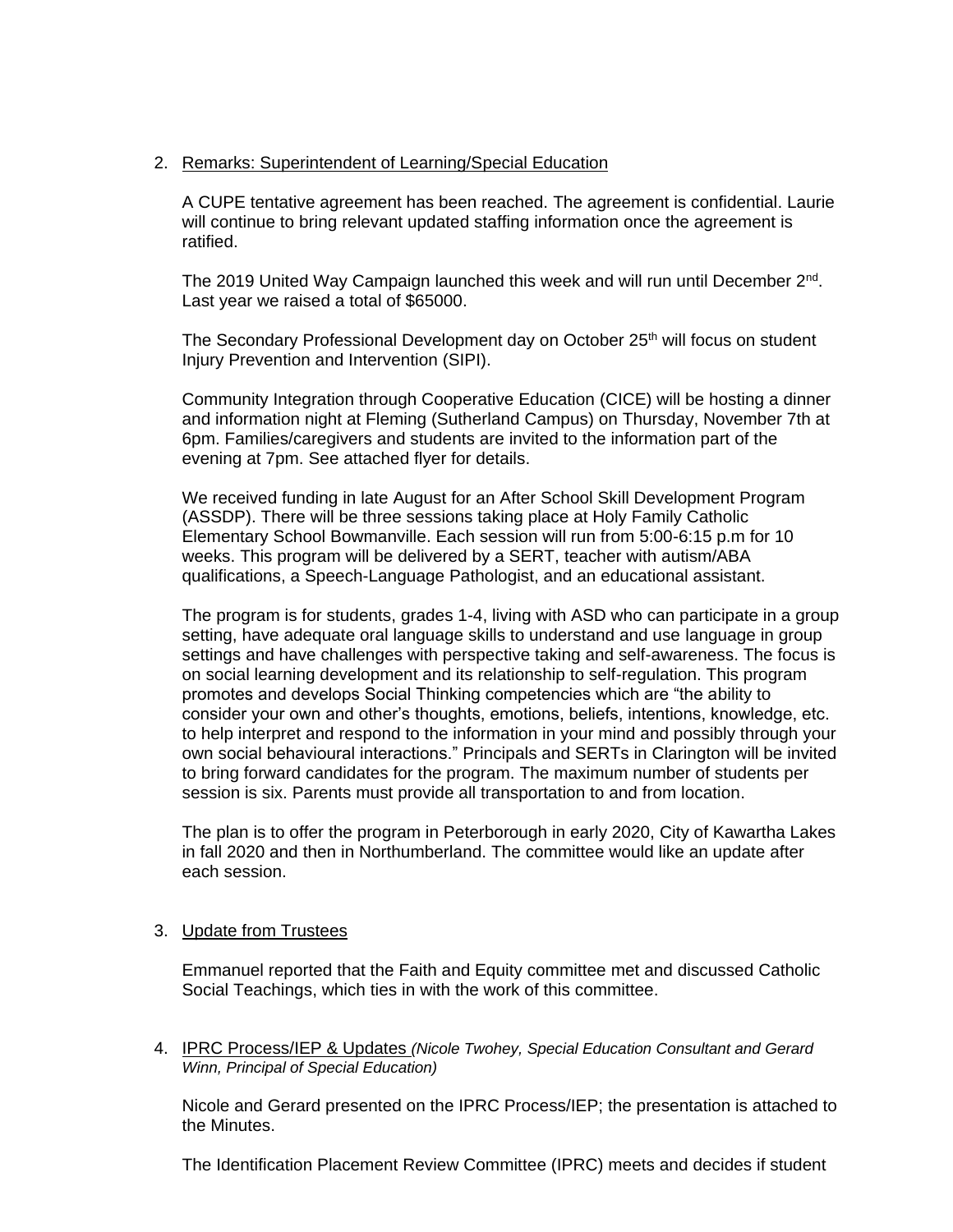2. Remarks: Superintendent of Learning/Special Education

   A CUPE tentative agreement has been reached. The agreement is confidential. Laurie will continue to bring relevant updated staffing information once the agreement is ratified.

   The 2019 United Way Campaign launched this week and will run until December 2nd. Last year we raised a total of $65000.

   The Secondary Professional Development day on October 25th will focus on student Injury Prevention and Intervention (SIPI).

   Community Integration through Cooperative Education (CICE) will be hosting a dinner and information night at Fleming (Sutherland Campus) on Thursday, November 7th at 6pm. Families/caregivers and students are invited to the information part of the evening at 7pm. See attached flyer for details.

   We received funding in late August for an After School Skill Development Program (ASSDP). There will be three sessions taking place at Holy Family Catholic Elementary School Bowmanville. Each session will run from 5:00-6:15 p.m for 10 weeks. This program will be delivered by a SERT, teacher with autism/ABA qualifications, a Speech-Language Pathologist, and an educational assistant.

   The program is for students, grades 1-4, living with ASD who can participate in a group setting, have adequate oral language skills to understand and use language in group settings and have challenges with perspective taking and self-awareness. The focus is on social learning development and its relationship to self-regulation. This program promotes and develops Social Thinking competencies which are "the ability to consider your own and other's thoughts, emotions, beliefs, intentions, knowledge, etc. to help interpret and respond to the information in your mind and possibly through your own social behavioural interactions." Principals and SERTs in Clarington will be invited to bring forward candidates for the program. The maximum number of students per session is six. Parents must provide all transportation to and from location.

   The plan is to offer the program in Peterborough in early 2020, City of Kawartha Lakes in fall 2020 and then in Northumberland. The committee would like an update after each session.

3. Update from Trustees

   Emmanuel reported that the Faith and Equity committee met and discussed Catholic Social Teachings, which ties in with the work of this committee.

4. IPRC Process/IEP & Updates *(Nicole Twohey, Special Education Consultant and Gerard Winn, Principal of Special Education)*

   Nicole and Gerard presented on the IPRC Process/IEP; the presentation is attached to the Minutes.

   The Identification Placement Review Committee (IPRC) meets and decides if student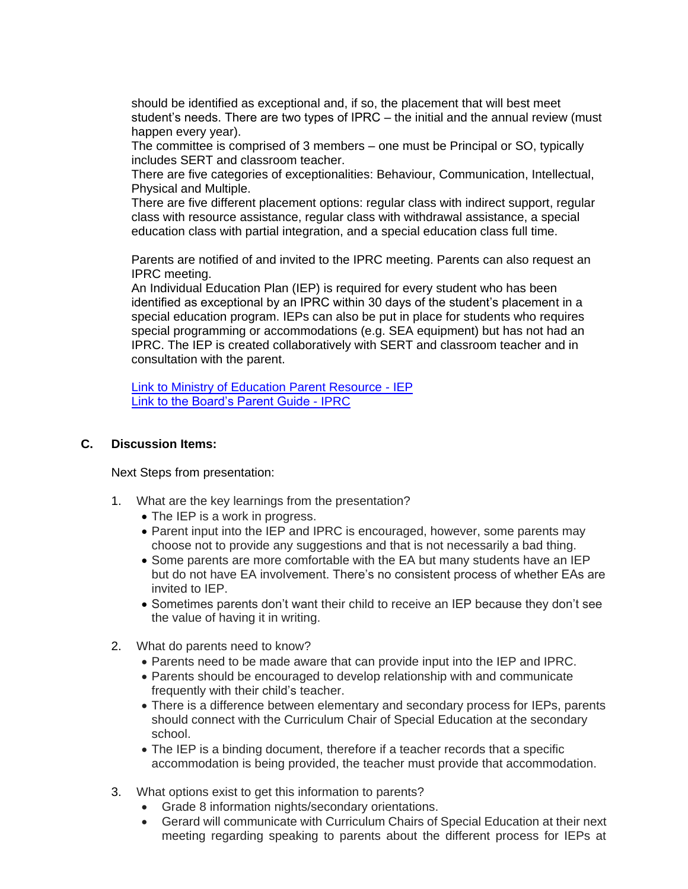should be identified as exceptional and, if so, the placement that will best meet student's needs. There are two types of IPRC – the initial and the annual review (must happen every year).
The committee is comprised of 3 members – one must be Principal or SO, typically includes SERT and classroom teacher.
There are five categories of exceptionalities: Behaviour, Communication, Intellectual, Physical and Multiple.
There are five different placement options: regular class with indirect support, regular class with resource assistance, regular class with withdrawal assistance, a special education class with partial integration, and a special education class full time.

Parents are notified of and invited to the IPRC meeting. Parents can also request an IPRC meeting.
An Individual Education Plan (IEP) is required for every student who has been identified as exceptional by an IPRC within 30 days of the student's placement in a special education program. IEPs can also be put in place for students who requires special programming or accommodations (e.g. SEA equipment) but has not had an IPRC. The IEP is created collaboratively with SERT and classroom teacher and in consultation with the parent.

Link to Ministry of Education Parent Resource - IEP
Link to the Board's Parent Guide - IPRC

## C. Discussion Items:

Next Steps from presentation:

1. What are the key learnings from the presentation?
   - The IEP is a work in progress.
   - Parent input into the IEP and IPRC is encouraged, however, some parents may choose not to provide any suggestions and that is not necessarily a bad thing.
   - Some parents are more comfortable with the EA but many students have an IEP but do not have EA involvement. There's no consistent process of whether EAs are invited to IEP.
   - Sometimes parents don't want their child to receive an IEP because they don't see the value of having it in writing.

2. What do parents need to know?
   - Parents need to be made aware that can provide input into the IEP and IPRC.
   - Parents should be encouraged to develop relationship with and communicate frequently with their child's teacher.
   - There is a difference between elementary and secondary process for IEPs, parents should connect with the Curriculum Chair of Special Education at the secondary school.
   - The IEP is a binding document, therefore if a teacher records that a specific accommodation is being provided, the teacher must provide that accommodation.

3. What options exist to get this information to parents?
   - Grade 8 information nights/secondary orientations.
   - Gerard will communicate with Curriculum Chairs of Special Education at their next meeting regarding speaking to parents about the different process for IEPs at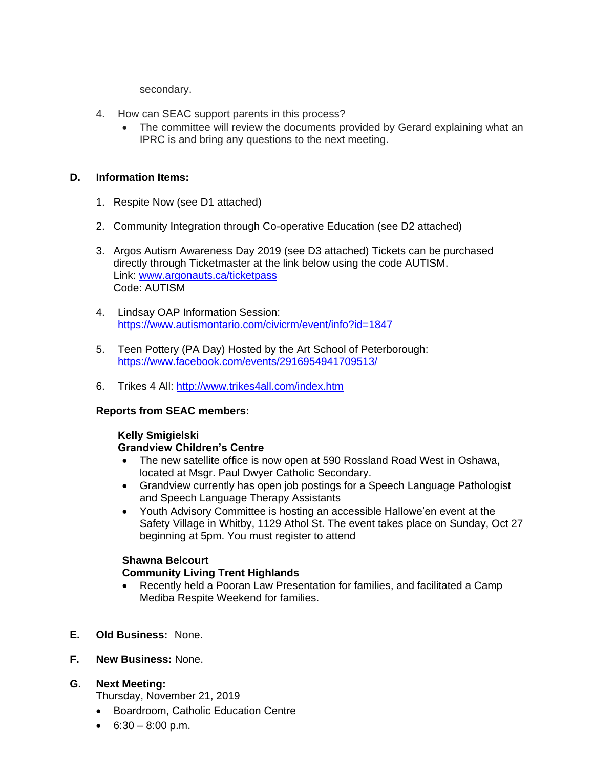secondary.

4. How can SEAC support parents in this process?
   - The committee will review the documents provided by Gerard explaining what an IPRC is and bring any questions to the next meeting.

**D. Information Items:**

1. Respite Now (see D1 attached)

2. Community Integration through Co-operative Education (see D2 attached)

3. Argos Autism Awareness Day 2019 (see D3 attached) Tickets can be purchased directly through Ticketmaster at the link below using the code AUTISM.
   Link: [www.argonauts.ca/ticketpass](www.argonauts.ca/ticketpass)
   Code: AUTISM

4. Lindsay OAP Information Session:
   [https://www.autismontario.com/civicrm/event/info?id=1847](https://www.autismontario.com/civicrm/event/info?id=1847)

5. Teen Pottery (PA Day) Hosted by the Art School of Peterborough:
   [https://www.facebook.com/events/2916954941709513/](https://www.facebook.com/events/2916954941709513/)

6. Trikes 4 All: [http://www.trikes4all.com/index.htm](http://www.trikes4all.com/index.htm)

**Reports from SEAC members:**

**Kelly Smigielski**
**Grandview Children's Centre**

- The new satellite office is now open at 590 Rossland Road West in Oshawa, located at Msgr. Paul Dwyer Catholic Secondary.
- Grandview currently has open job postings for a Speech Language Pathologist and Speech Language Therapy Assistants
- Youth Advisory Committee is hosting an accessible Hallowe'en event at the Safety Village in Whitby, 1129 Athol St. The event takes place on Sunday, Oct 27 beginning at 5pm. You must register to attend

**Shawna Belcourt**
**Community Living Trent Highlands**

- Recently held a Pooran Law Presentation for families, and facilitated a Camp Mediba Respite Weekend for families.

**E. Old Business:** None.

**F. New Business:** None.

**G. Next Meeting:**
Thursday, November 21, 2019

- Boardroom, Catholic Education Centre
- 6:30 – 8:00 p.m.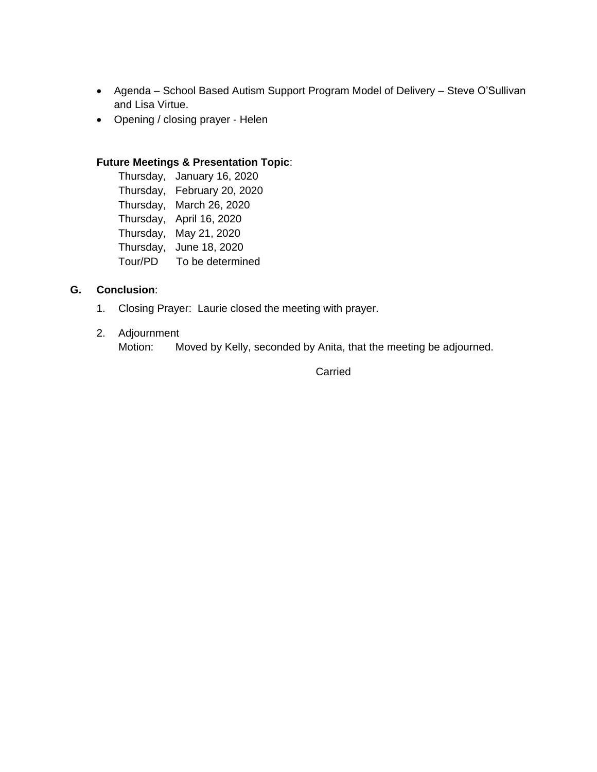- Agenda – School Based Autism Support Program Model of Delivery – Steve O'Sullivan and Lisa Virtue.
- Opening / closing prayer - Helen

**Future Meetings & Presentation Topic**:

Thursday, January 16, 2020
Thursday, February 20, 2020
Thursday, March 26, 2020
Thursday, April 16, 2020
Thursday, May 21, 2020
Thursday, June 18, 2020
Tour/PD To be determined

**G. Conclusion**:

1. Closing Prayer: Laurie closed the meeting with prayer.
2. Adjournment
   Motion: Moved by Kelly, seconded by Anita, that the meeting be adjourned.

Carried